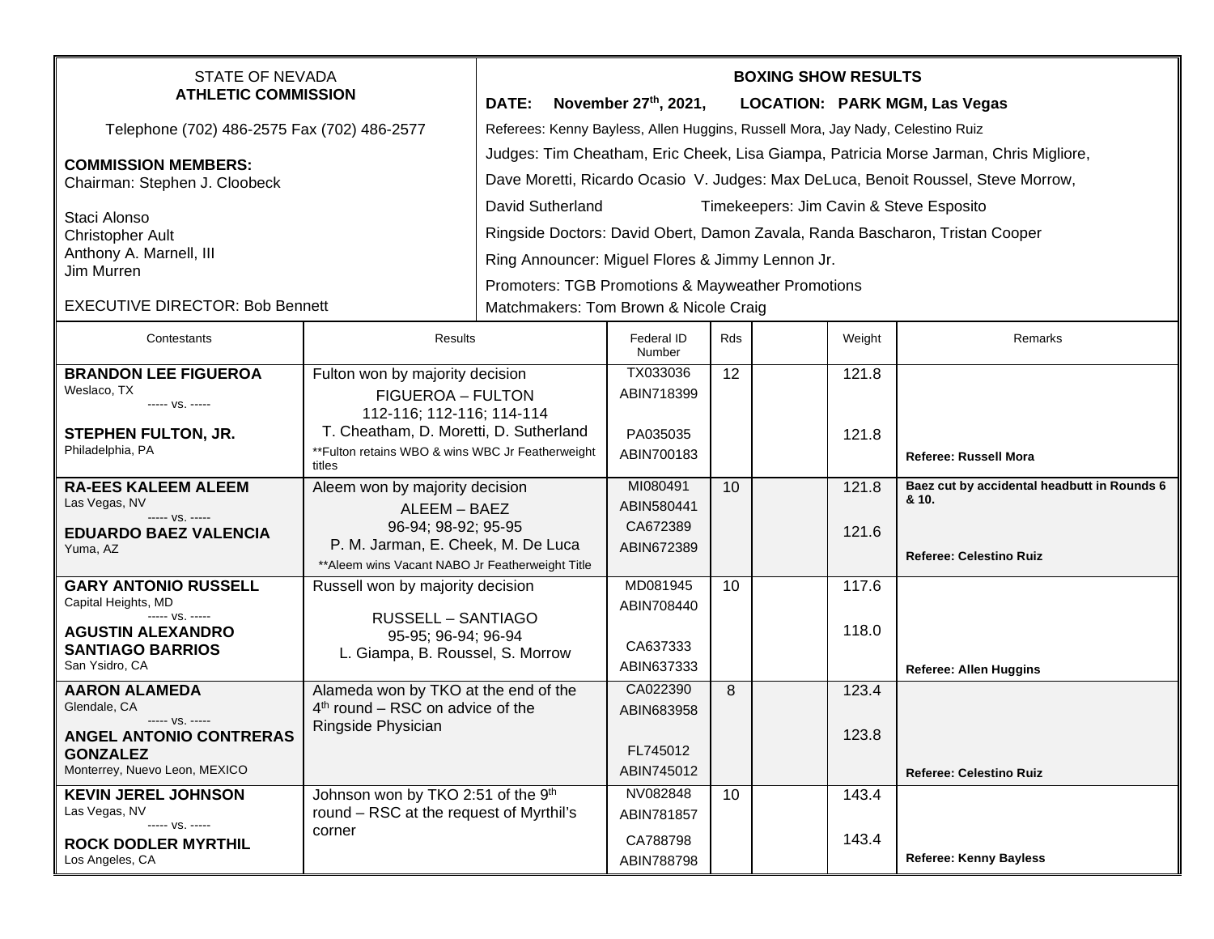STATE OF NEVADA
**ATHLETIC COMMISSION**

Telephone (702) 486-2575 Fax (702) 486-2577

**COMMISSION MEMBERS:**
Chairman: Stephen J. Cloobeck

Staci Alonso
Christopher Ault
Anthony A. Marnell, III
Jim Murren

EXECUTIVE DIRECTOR: Bob Bennett

**BOXING SHOW RESULTS**

**DATE: November 27th, 2021, LOCATION: PARK MGM, Las Vegas**

Referees: Kenny Bayless, Allen Huggins, Russell Mora, Jay Nady, Celestino Ruiz

Judges: Tim Cheatham, Eric Cheek, Lisa Giampa, Patricia Morse Jarman, Chris Migliore, Dave Moretti, Ricardo Ocasio V. Judges: Max DeLuca, Benoit Roussel, Steve Morrow, David Sutherland

Timekeepers: Jim Cavin & Steve Esposito

Ringside Doctors: David Obert, Damon Zavala, Randa Bascharon, Tristan Cooper

Ring Announcer: Miguel Flores & Jimmy Lennon Jr.

Promoters: TGB Promotions & Mayweather Promotions

Matchmakers: Tom Brown & Nicole Craig

| Contestants | Results | Federal ID Number | Rds | | Weight | Remarks |
|---|---|---|---|---|---|---|
| **BRANDON LEE FIGUEROA** Weslaco, TX ----- vs. ----- **STEPHEN FULTON, JR.** Philadelphia, PA | Fulton won by majority decision FIGUEROA – FULTON 112-116; 112-116; 114-114 T. Cheatham, D. Moretti, D. Sutherland **Fulton retains WBO & wins WBC Jr Featherweight titles | TX033036 ABIN718399 PA035035 ABIN700183 | 12 | | 121.8 121.8 | **Referee: Russell Mora** |
| **RA-EES KALEEM ALEEM** Las Vegas, NV ----- vs. ----- **EDUARDO BAEZ VALENCIA** Yuma, AZ | Aleem won by majority decision ALEEM – BAEZ 96-94; 98-92; 95-95 P. M. Jarman, E. Cheek, M. De Luca **Aleem wins Vacant NABO Jr Featherweight Title | MI080491 ABIN580441 CA672389 ABIN672389 | 10 | | 121.8 121.6 | **Baez cut by accidental headbutt in Rounds 6 & 10.** **Referee: Celestino Ruiz** |
| **GARY ANTONIO RUSSELL** Capital Heights, MD ----- vs. ----- **AGUSTIN ALEXANDRO SANTIAGO BARRIOS** San Ysidro, CA | Russell won by majority decision RUSSELL – SANTIAGO 95-95; 96-94; 96-94 L. Giampa, B. Roussel, S. Morrow | MD081945 ABIN708440 CA637333 ABIN637333 | 10 | | 117.6 118.0 | **Referee: Allen Huggins** |
| **AARON ALAMEDA** Glendale, CA ----- vs. ----- **ANGEL ANTONIO CONTRERAS GONZALEZ** Monterrey, Nuevo Leon, MEXICO | Alameda won by TKO at the end of the 4th round – RSC on advice of the Ringside Physician | CA022390 ABIN683958 FL745012 ABIN745012 | 8 | | 123.4 123.8 | **Referee: Celestino Ruiz** |
| **KEVIN JEREL JOHNSON** Las Vegas, NV ----- vs. ----- **ROCK DODLER MYRTHIL** Los Angeles, CA | Johnson won by TKO 2:51 of the 9th round – RSC at the request of Myrthil's corner | NV082848 ABIN781857 CA788798 ABIN788798 | 10 | | 143.4 143.4 | **Referee: Kenny Bayless** |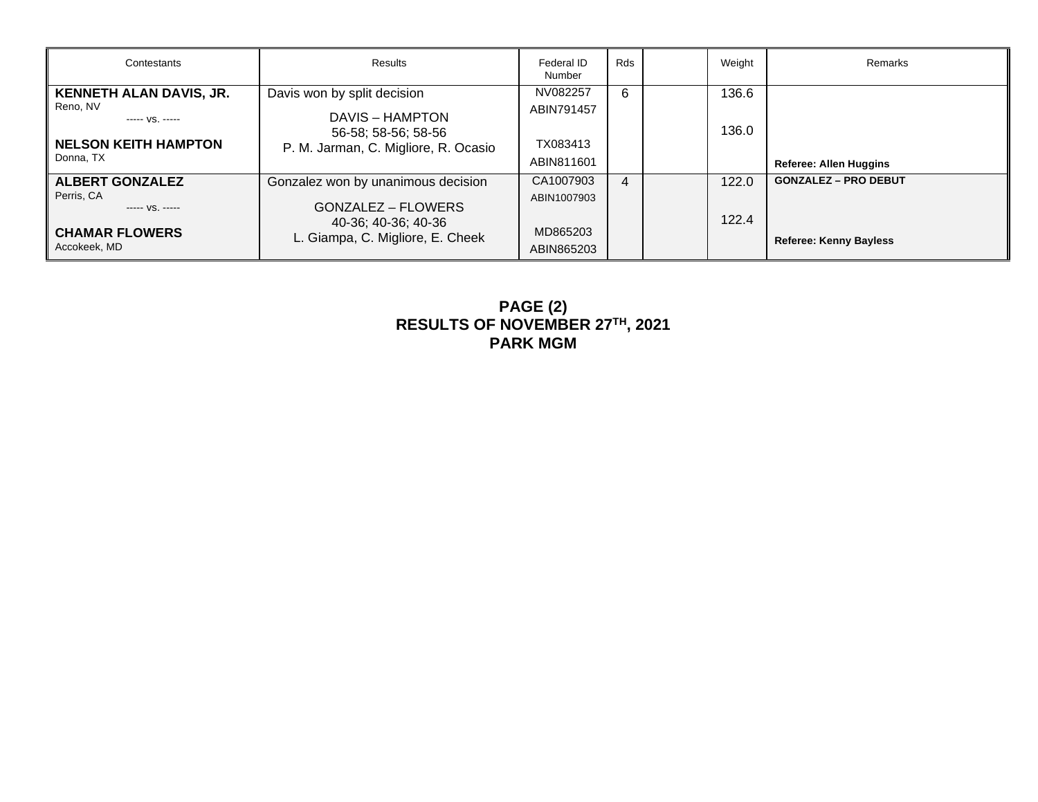| Contestants | Results | Federal ID Number | Rds | | Weight | Remarks |
|---|---|---|---|---|---|---|
| **KENNETH ALAN DAVIS, JR.** Reno, NV ----- vs. ----- **NELSON KEITH HAMPTON** Donna, TX | Davis won by split decision DAVIS – HAMPTON 56-58; 58-56; 58-56 P. M. Jarman, C. Migliore, R. Ocasio | NV082257 ABIN791457 TX083413 ABIN811601 | 6 | | 136.6 136.0 | **Referee: Allen Huggins** |
| **ALBERT GONZALEZ** Perris, CA ----- vs. ----- **CHAMAR FLOWERS** Accokeek, MD | Gonzalez won by unanimous decision GONZALEZ – FLOWERS 40-36; 40-36; 40-36 L. Giampa, C. Migliore, E. Cheek | CA1007903 ABIN1007903 MD865203 ABIN865203 | 4 | | 122.0 122.4 | **GONZALEZ – PRO DEBUT** **Referee: Kenny Bayless** |

**PAGE (2)**
**RESULTS OF NOVEMBER 27TH, 2021**
**PARK MGM**